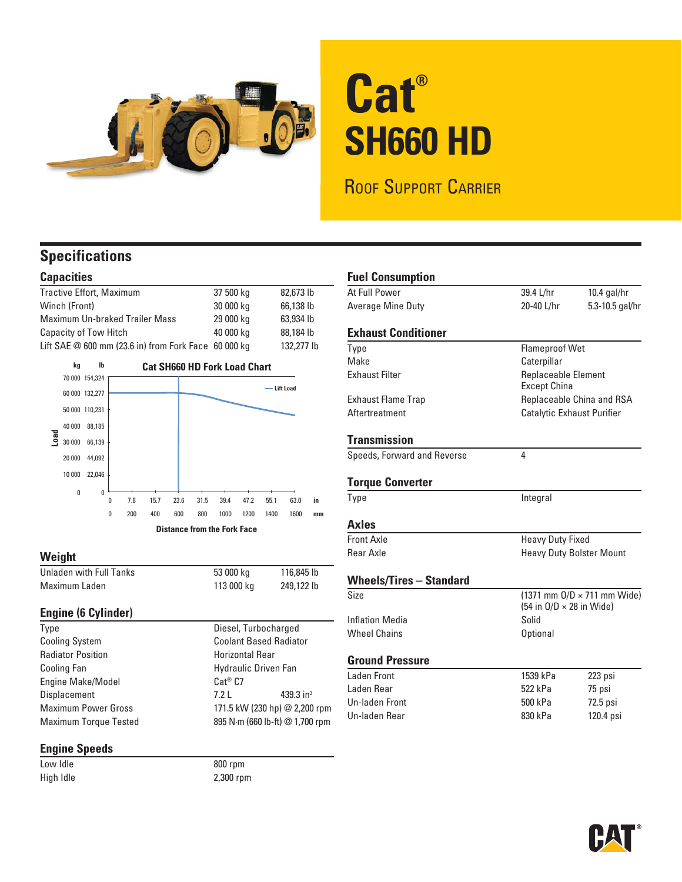# Cat® SH660 HD

## Roof Support Carrier

## Specifications

### Capacities

| | | |
|---|---|---|
| Tractive Effort, Maximum | 37 500 kg | 82,673 lb |
| Winch (Front) | 30 000 kg | 66,138 lb |
| Maximum Un-braked Trailer Mass | 29 000 kg | 63,934 lb |
| Capacity of Tow Hitch | 40 000 kg | 88,184 lb |
| Lift SAE @ 600 mm (23.6 in) from Fork Face | 60 000 kg | 132,277 lb |

**Cat SH660 HD Fork Load Chart**

Load (kg / lb): 0 / 0; 10 000 / 22,046; 20 000 / 44,092; 30 000 / 66,139; 40 000 / 88,185; 50 000 / 110,231; 60 000 / 132,277; 70 000 / 154,324

Distance from the Fork Face (in / mm): 0 / 0; 7.8 / 200; 15.7 / 400; 23.6 / 600; 31.5 / 800; 39.4 / 1000; 47.2 / 1200; 55.1 / 1400; 63.0 / 1600

— Lift Load

### Weight

| | | |
|---|---|---|
| Unladen with Full Tanks | 53 000 kg | 116,845 lb |
| Maximum Laden | 113 000 kg | 249,122 lb |

### Engine (6 Cylinder)

| | | |
|---|---|---|
| Type | Diesel, Turbocharged | |
| Cooling System | Coolant Based Radiator | |
| Radiator Position | Horizontal Rear | |
| Cooling Fan | Hydraulic Driven Fan | |
| Engine Make/Model | Cat® C7 | |
| Displacement | 7.2 L | 439.3 in³ |
| Maximum Power Gross | 171.5 kW (230 hp) @ 2,200 rpm | |
| Maximum Torque Tested | 895 N·m (660 lb-ft) @ 1,700 rpm | |

### Engine Speeds

| | |
|---|---|
| Low Idle | 800 rpm |
| High Idle | 2,300 rpm |

### Fuel Consumption

| | | |
|---|---|---|
| At Full Power | 39.4 L/hr | 10.4 gal/hr |
| Average Mine Duty | 20-40 L/hr | 5.3-10.5 gal/hr |

### Exhaust Conditioner

| | |
|---|---|
| Type | Flameproof Wet |
| Make | Caterpillar |
| Exhaust Filter | Replaceable Element Except China |
| Exhaust Flame Trap | Replaceable China and RSA |
| Aftertreatment | Catalytic Exhaust Purifier |

### Transmission

| | |
|---|---|
| Speeds, Forward and Reverse | 4 |

### Torque Converter

| | |
|---|---|
| Type | Integral |

### Axles

| | |
|---|---|
| Front Axle | Heavy Duty Fixed |
| Rear Axle | Heavy Duty Bolster Mount |

### Wheels/Tires – Standard

| | |
|---|---|
| Size | (1371 mm O/D × 711 mm Wide) (54 in O/D × 28 in Wide) |
| Inflation Media | Solid |
| Wheel Chains | Optional |

### Ground Pressure

| | | |
|---|---|---|
| Laden Front | 1539 kPa | 223 psi |
| Laden Rear | 522 kPa | 75 psi |
| Un-laden Front | 500 kPa | 72.5 psi |
| Un-laden Rear | 830 kPa | 120.4 psi |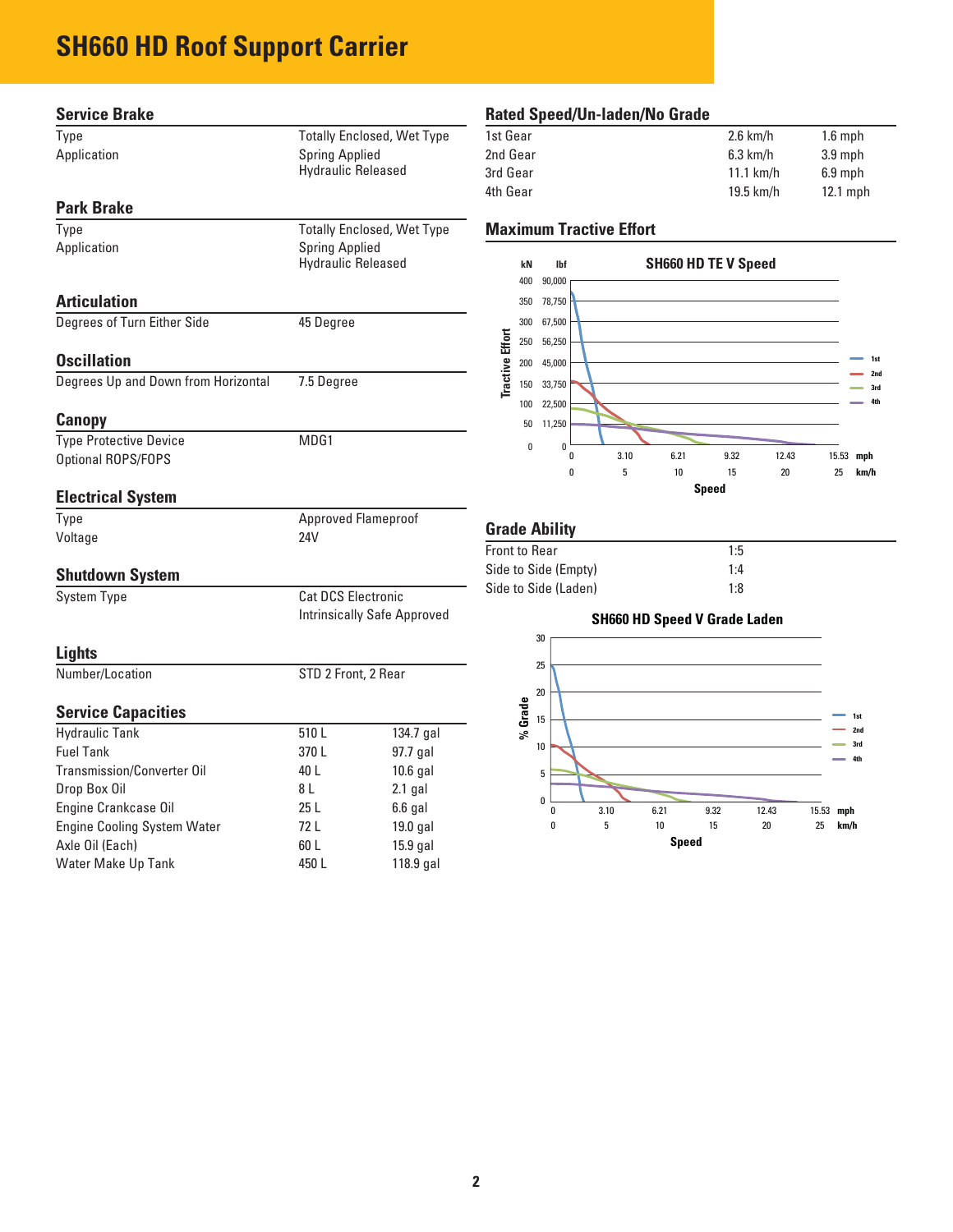# SH660 HD Roof Support Carrier

## Service Brake

| | |
|---|---|
| Type | Totally Enclosed, Wet Type |
| Application | Spring Applied<br>Hydraulic Released |

## Park Brake

| | |
|---|---|
| Type | Totally Enclosed, Wet Type |
| Application | Spring Applied<br>Hydraulic Released |

## Articulation

| | |
|---|---|
| Degrees of Turn Either Side | 45 Degree |

## Oscillation

| | |
|---|---|
| Degrees Up and Down from Horizontal | 7.5 Degree |

## Canopy

| | |
|---|---|
| Type Protective Device | MDG1 |
| Optional ROPS/FOPS | |

## Electrical System

| | |
|---|---|
| Type | Approved Flameproof |
| Voltage | 24V |

## Shutdown System

| | |
|---|---|
| System Type | Cat DCS Electronic<br>Intrinsically Safe Approved |

## Lights

| | |
|---|---|
| Number/Location | STD 2 Front, 2 Rear |

## Service Capacities

| | | |
|---|---|---|
| Hydraulic Tank | 510 L | 134.7 gal |
| Fuel Tank | 370 L | 97.7 gal |
| Transmission/Converter Oil | 40 L | 10.6 gal |
| Drop Box Oil | 8 L | 2.1 gal |
| Engine Crankcase Oil | 25 L | 6.6 gal |
| Engine Cooling System Water | 72 L | 19.0 gal |
| Axle Oil (Each) | 60 L | 15.9 gal |
| Water Make Up Tank | 450 L | 118.9 gal |

## Rated Speed/Un-laden/No Grade

| | | |
|---|---|---|
| 1st Gear | 2.6 km/h | 1.6 mph |
| 2nd Gear | 6.3 km/h | 3.9 mph |
| 3rd Gear | 11.1 km/h | 6.9 mph |
| 4th Gear | 19.5 km/h | 12.1 mph |

## Maximum Tractive Effort

**SH660 HD TE V Speed**

## Grade Ability

| | |
|---|---|
| Front to Rear | 1:5 |
| Side to Side (Empty) | 1:4 |
| Side to Side (Laden) | 1:8 |

**SH660 HD Speed V Grade Laden**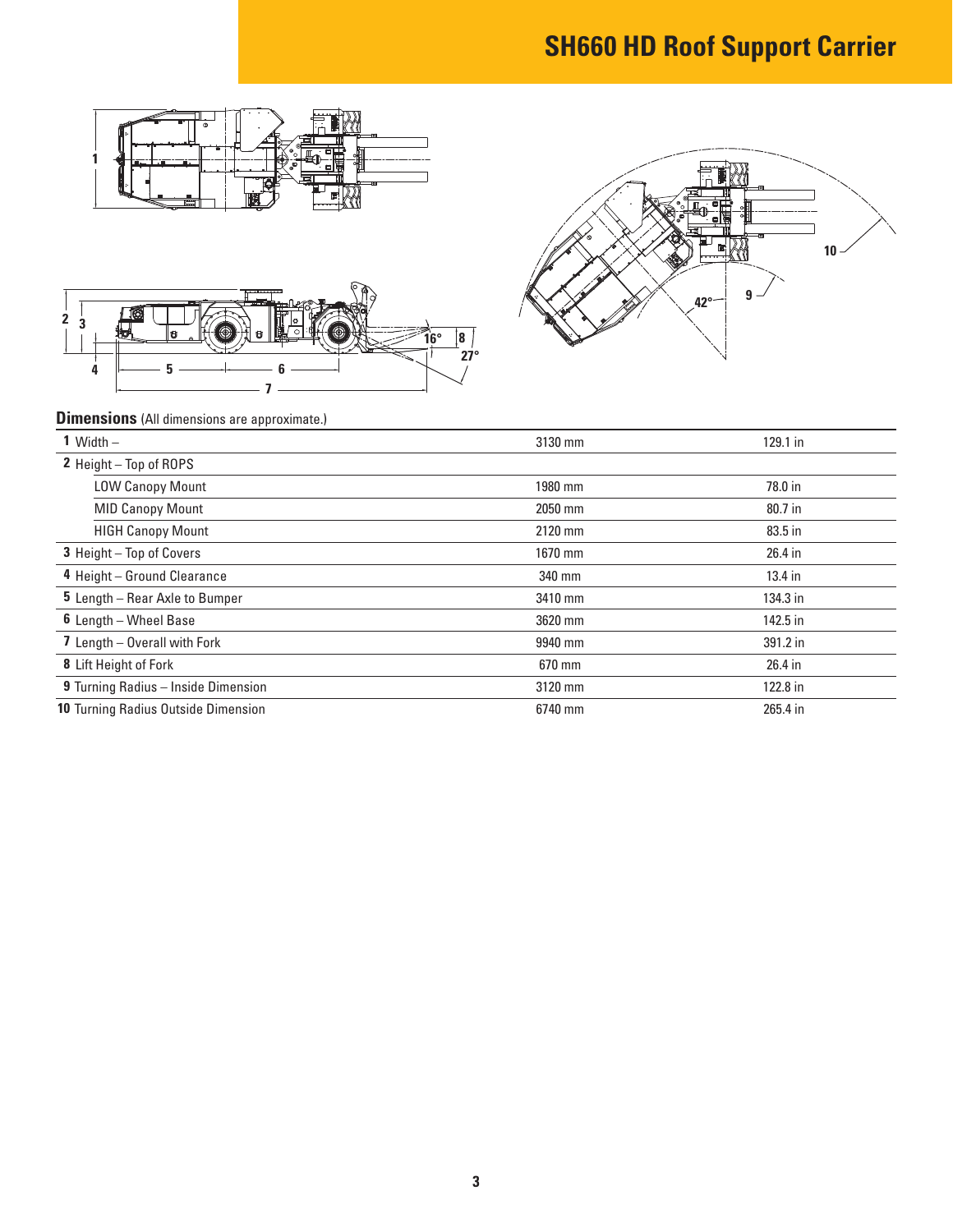# SH660 HD Roof Support Carrier

**Dimensions** (All dimensions are approximate.)

| | | |
|---|---|---|
| **1** Width – | 3130 mm | 129.1 in |
| **2** Height – Top of ROPS | | |
| LOW Canopy Mount | 1980 mm | 78.0 in |
| MID Canopy Mount | 2050 mm | 80.7 in |
| HIGH Canopy Mount | 2120 mm | 83.5 in |
| **3** Height – Top of Covers | 1670 mm | 26.4 in |
| **4** Height – Ground Clearance | 340 mm | 13.4 in |
| **5** Length – Rear Axle to Bumper | 3410 mm | 134.3 in |
| **6** Length – Wheel Base | 3620 mm | 142.5 in |
| **7** Length – Overall with Fork | 9940 mm | 391.2 in |
| **8** Lift Height of Fork | 670 mm | 26.4 in |
| **9** Turning Radius – Inside Dimension | 3120 mm | 122.8 in |
| **10** Turning Radius Outside Dimension | 6740 mm | 265.4 in |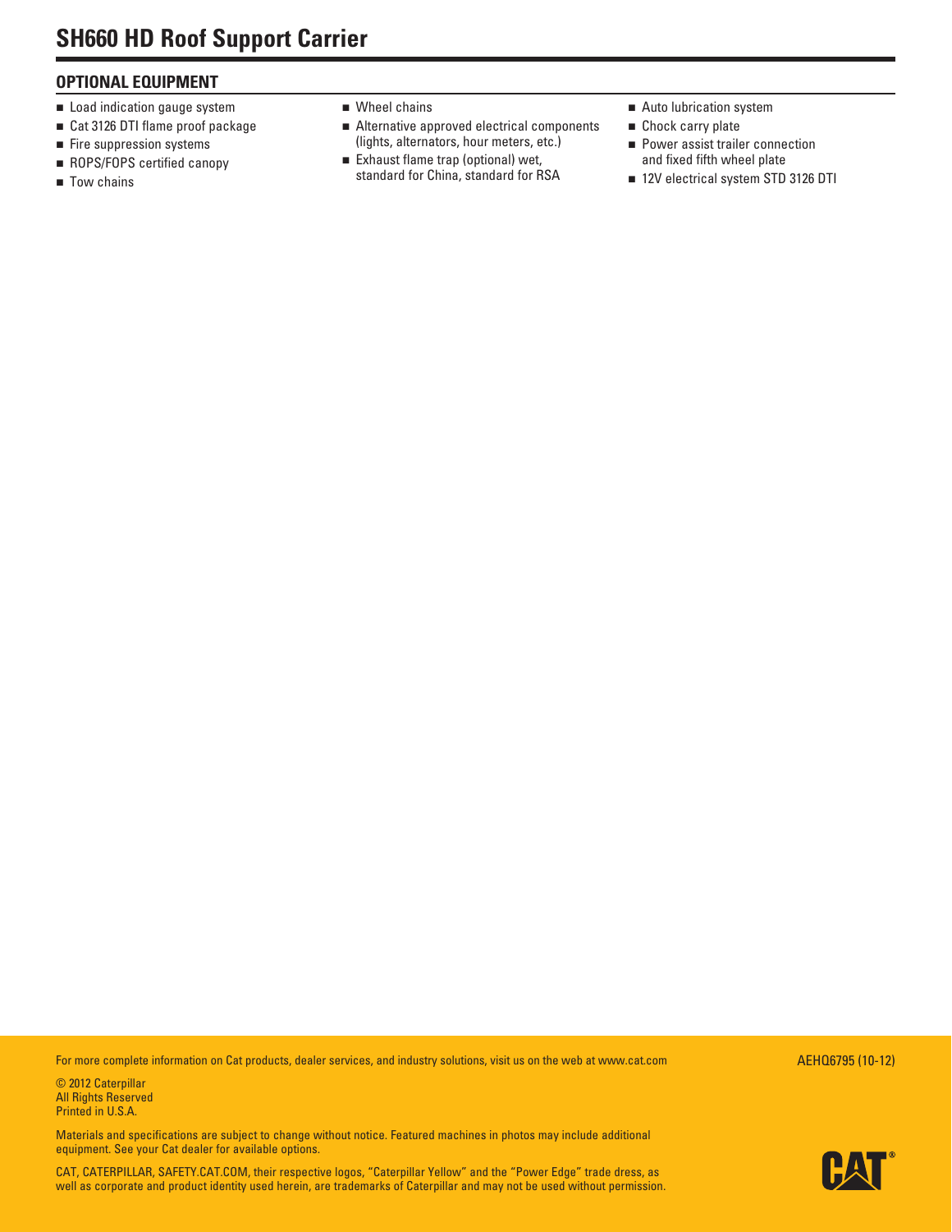# SH660 HD Roof Support Carrier

## OPTIONAL EQUIPMENT

- Load indication gauge system
- Cat 3126 DTI flame proof package
- Fire suppression systems
- ROPS/FOPS certified canopy
- Tow chains
- Wheel chains
- Alternative approved electrical components (lights, alternators, hour meters, etc.)
- Exhaust flame trap (optional) wet, standard for China, standard for RSA
- Auto lubrication system
- Chock carry plate
- Power assist trailer connection and fixed fifth wheel plate
- 12V electrical system STD 3126 DTI

For more complete information on Cat products, dealer services, and industry solutions, visit us on the web at www.cat.com

AEHQ6795 (10-12)

© 2012 Caterpillar
All Rights Reserved
Printed in U.S.A.

Materials and specifications are subject to change without notice. Featured machines in photos may include additional equipment. See your Cat dealer for available options.

CAT, CATERPILLAR, SAFETY.CAT.COM, their respective logos, "Caterpillar Yellow" and the "Power Edge" trade dress, as well as corporate and product identity used herein, are trademarks of Caterpillar and may not be used without permission.